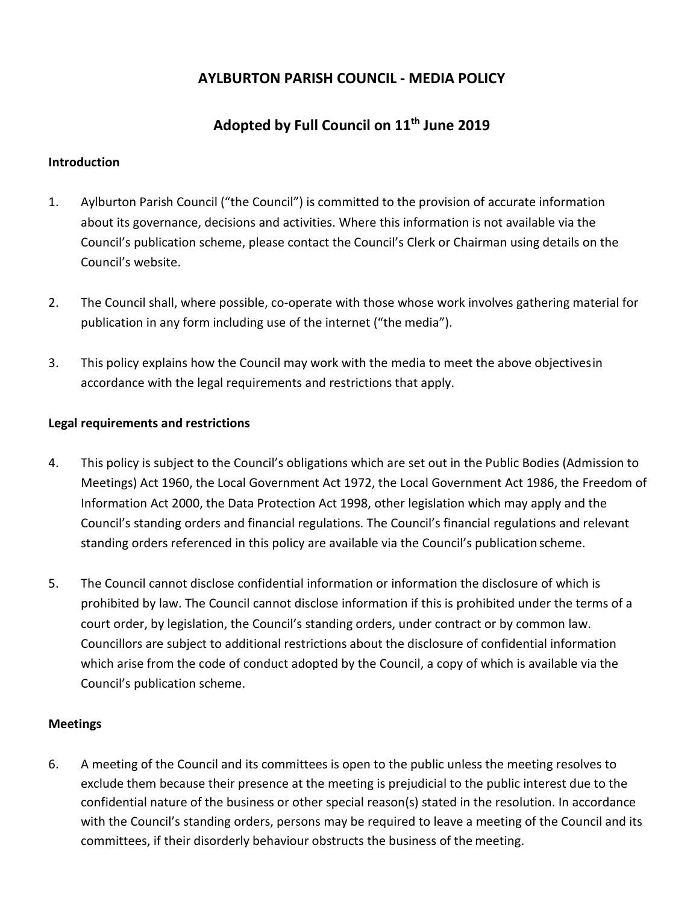# AYLBURTON PARISH COUNCIL - MEDIA POLICY

## Adopted by Full Council on 11th June 2019

### Introduction

1. Aylburton Parish Council ("the Council") is committed to the provision of accurate information about its governance, decisions and activities. Where this information is not available via the Council's publication scheme, please contact the Council's Clerk or Chairman using details on the Council's website.

2. The Council shall, where possible, co-operate with those whose work involves gathering material for publication in any form including use of the internet ("the media").

3. This policy explains how the Council may work with the media to meet the above objectives in accordance with the legal requirements and restrictions that apply.

### Legal requirements and restrictions

4. This policy is subject to the Council's obligations which are set out in the Public Bodies (Admission to Meetings) Act 1960, the Local Government Act 1972, the Local Government Act 1986, the Freedom of Information Act 2000, the Data Protection Act 1998, other legislation which may apply and the Council's standing orders and financial regulations. The Council's financial regulations and relevant standing orders referenced in this policy are available via the Council's publication scheme.

5. The Council cannot disclose confidential information or information the disclosure of which is prohibited by law. The Council cannot disclose information if this is prohibited under the terms of a court order, by legislation, the Council's standing orders, under contract or by common law. Councillors are subject to additional restrictions about the disclosure of confidential information which arise from the code of conduct adopted by the Council, a copy of which is available via the Council's publication scheme.

### Meetings

6. A meeting of the Council and its committees is open to the public unless the meeting resolves to exclude them because their presence at the meeting is prejudicial to the public interest due to the confidential nature of the business or other special reason(s) stated in the resolution. In accordance with the Council's standing orders, persons may be required to leave a meeting of the Council and its committees, if their disorderly behaviour obstructs the business of the meeting.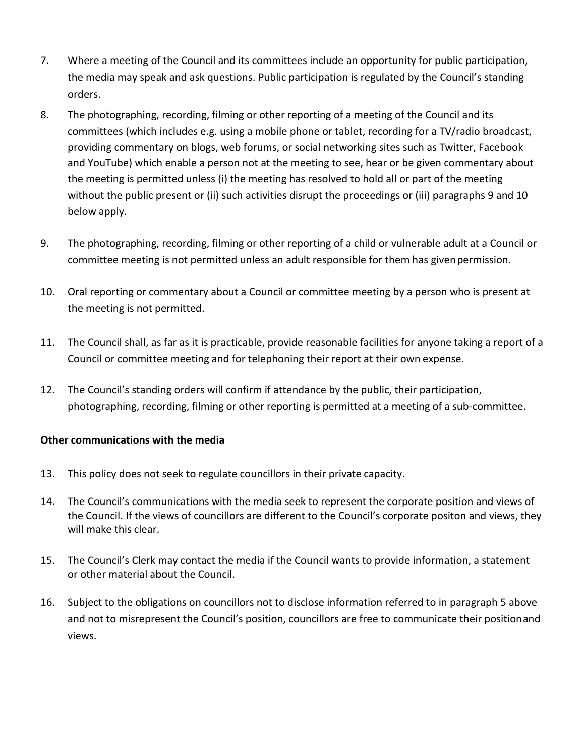7. Where a meeting of the Council and its committees include an opportunity for public participation, the media may speak and ask questions. Public participation is regulated by the Council's standing orders.

8. The photographing, recording, filming or other reporting of a meeting of the Council and its committees (which includes e.g. using a mobile phone or tablet, recording for a TV/radio broadcast, providing commentary on blogs, web forums, or social networking sites such as Twitter, Facebook and YouTube) which enable a person not at the meeting to see, hear or be given commentary about the meeting is permitted unless (i) the meeting has resolved to hold all or part of the meeting without the public present or (ii) such activities disrupt the proceedings or (iii) paragraphs 9 and 10 below apply.

9. The photographing, recording, filming or other reporting of a child or vulnerable adult at a Council or committee meeting is not permitted unless an adult responsible for them has given permission.

10. Oral reporting or commentary about a Council or committee meeting by a person who is present at the meeting is not permitted.

11. The Council shall, as far as it is practicable, provide reasonable facilities for anyone taking a report of a Council or committee meeting and for telephoning their report at their own expense.

12. The Council's standing orders will confirm if attendance by the public, their participation, photographing, recording, filming or other reporting is permitted at a meeting of a sub-committee.

**Other communications with the media**

13. This policy does not seek to regulate councillors in their private capacity.

14. The Council's communications with the media seek to represent the corporate position and views of the Council. If the views of councillors are different to the Council's corporate positon and views, they will make this clear.

15. The Council's Clerk may contact the media if the Council wants to provide information, a statement or other material about the Council.

16. Subject to the obligations on councillors not to disclose information referred to in paragraph 5 above and not to misrepresent the Council's position, councillors are free to communicate their position and views.